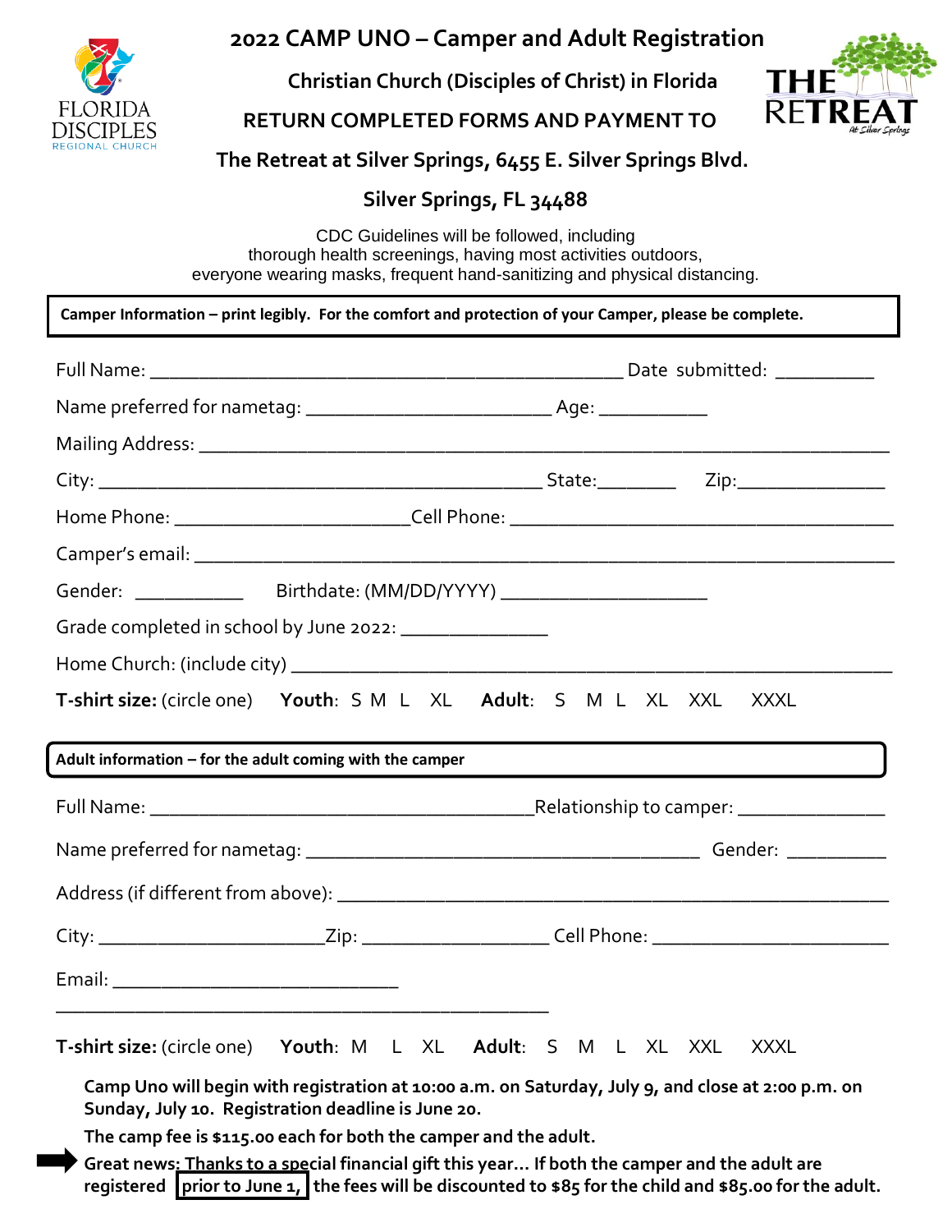# 2022 CAMP UNO – Camper and Adult Registration

**Christian Church (Disciples of Christ) in Florida**

**RETURN COMPLETED FORMS AND PAYMENT TO**

**The Retreat at Silver Springs, 6455 E. Silver Springs Blvd.**

**Silver Springs, FL 34488**

CDC Guidelines will be followed, including thorough health screenings, having most activities outdoors, everyone wearing masks, frequent hand-sanitizing and physical distancing.

**Camper Information – print legibly. For the comfort and protection of your Camper, please be complete.**

Full Name: ______________________________________________ Date submitted: __________

Name preferred for nametag: ________________________ Age: ___________

Mailing Address: ____________________________________________________________________

City: ___________________________________________ State:________ Zip:______________

Home Phone: _______________________Cell Phone: ____________________________________

Camper's email: ____________________________________________________________________

Gender: ___________ Birthdate: (MM/DD/YYYY) ____________________

Grade completed in school by June 2022: ______________

Home Church: (include city) __________________________________________________________

**T-shirt size:** (circle one) **Youth**: S M L XL **Adult**: S M L XL XXL XXXL

**Adult information – for the adult coming with the camper**

Full Name: ______________________________________Relationship to camper: ______________

Name preferred for nametag: ______________________________________ Gender: __________

Address (if different from above): _____________________________________________________

City: ______________________Zip: __________________ Cell Phone: _______________________

Email: ____________________________

_____________________________________________________

**T-shirt size:** (circle one) **Youth**: M L XL **Adult**: S M L XL XXL XXXL

**Camp Uno will begin with registration at 10:00 a.m. on Saturday, July 9, and close at 2:00 p.m. on Sunday, July 10. Registration deadline is June 20.**

**The camp fee is $115.00 each for both the camper and the adult.**

**Great news: Thanks to a special financial gift this year… If both the camper and the adult are registered prior to June 1, the fees will be discounted to $85 for the child and $85.00 for the adult.**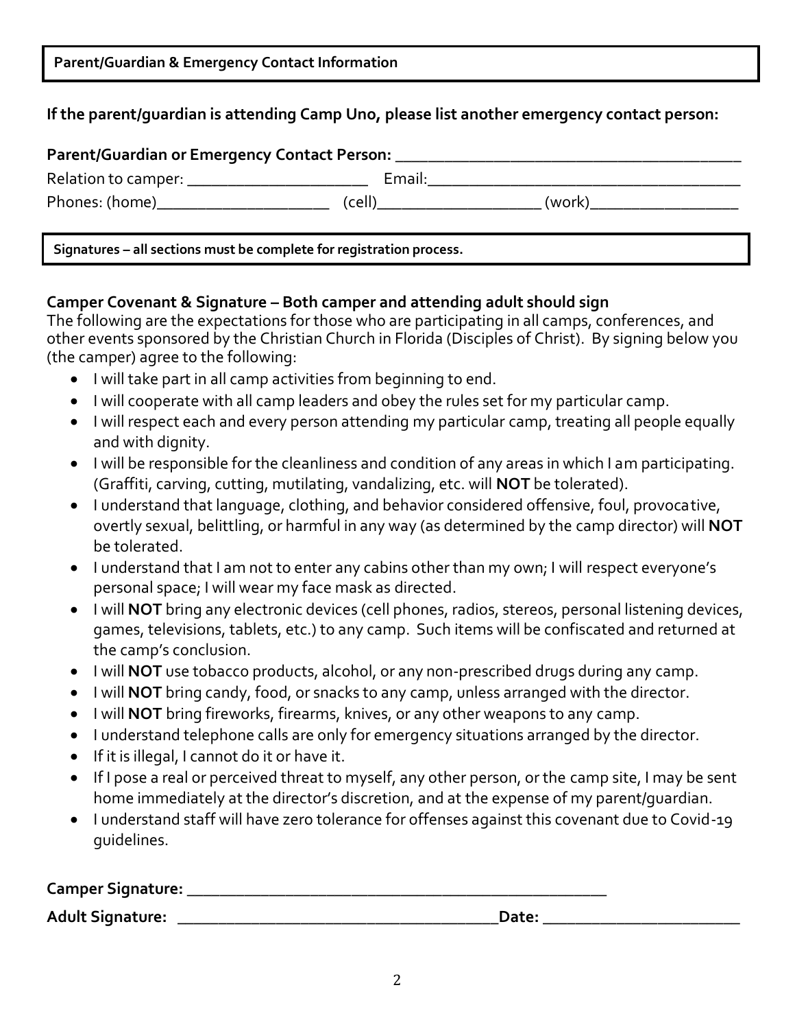**Parent/Guardian & Emergency Contact Information**

**If the parent/guardian is attending Camp Uno, please list another emergency contact person:**

**Parent/Guardian or Emergency Contact Person:** ________________________________________

Relation to camper: ______________________ Email:______________________________________

Phones: (home)_____________________ (cell)____________________ (work)__________________

**Signatures – all sections must be complete for registration process.**

**Camper Covenant & Signature – Both camper and attending adult should sign**

The following are the expectations for those who are participating in all camps, conferences, and other events sponsored by the Christian Church in Florida (Disciples of Christ). By signing below you (the camper) agree to the following:

- I will take part in all camp activities from beginning to end.
- I will cooperate with all camp leaders and obey the rules set for my particular camp.
- I will respect each and every person attending my particular camp, treating all people equally and with dignity.
- I will be responsible for the cleanliness and condition of any areas in which I am participating. (Graffiti, carving, cutting, mutilating, vandalizing, etc. will **NOT** be tolerated).
- I understand that language, clothing, and behavior considered offensive, foul, provocative, overtly sexual, belittling, or harmful in any way (as determined by the camp director) will **NOT** be tolerated.
- I understand that I am not to enter any cabins other than my own; I will respect everyone's personal space; I will wear my face mask as directed.
- I will **NOT** bring any electronic devices (cell phones, radios, stereos, personal listening devices, games, televisions, tablets, etc.) to any camp. Such items will be confiscated and returned at the camp's conclusion.
- I will **NOT** use tobacco products, alcohol, or any non-prescribed drugs during any camp.
- I will **NOT** bring candy, food, or snacks to any camp, unless arranged with the director.
- I will **NOT** bring fireworks, firearms, knives, or any other weapons to any camp.
- I understand telephone calls are only for emergency situations arranged by the director.
- If it is illegal, I cannot do it or have it.
- If I pose a real or perceived threat to myself, any other person, or the camp site, I may be sent home immediately at the director's discretion, and at the expense of my parent/guardian.
- I understand staff will have zero tolerance for offenses against this covenant due to Covid-19 guidelines.

**Camper Signature:** ____________________________________________________

**Adult Signature:** ______________________________________**Date:** _______________________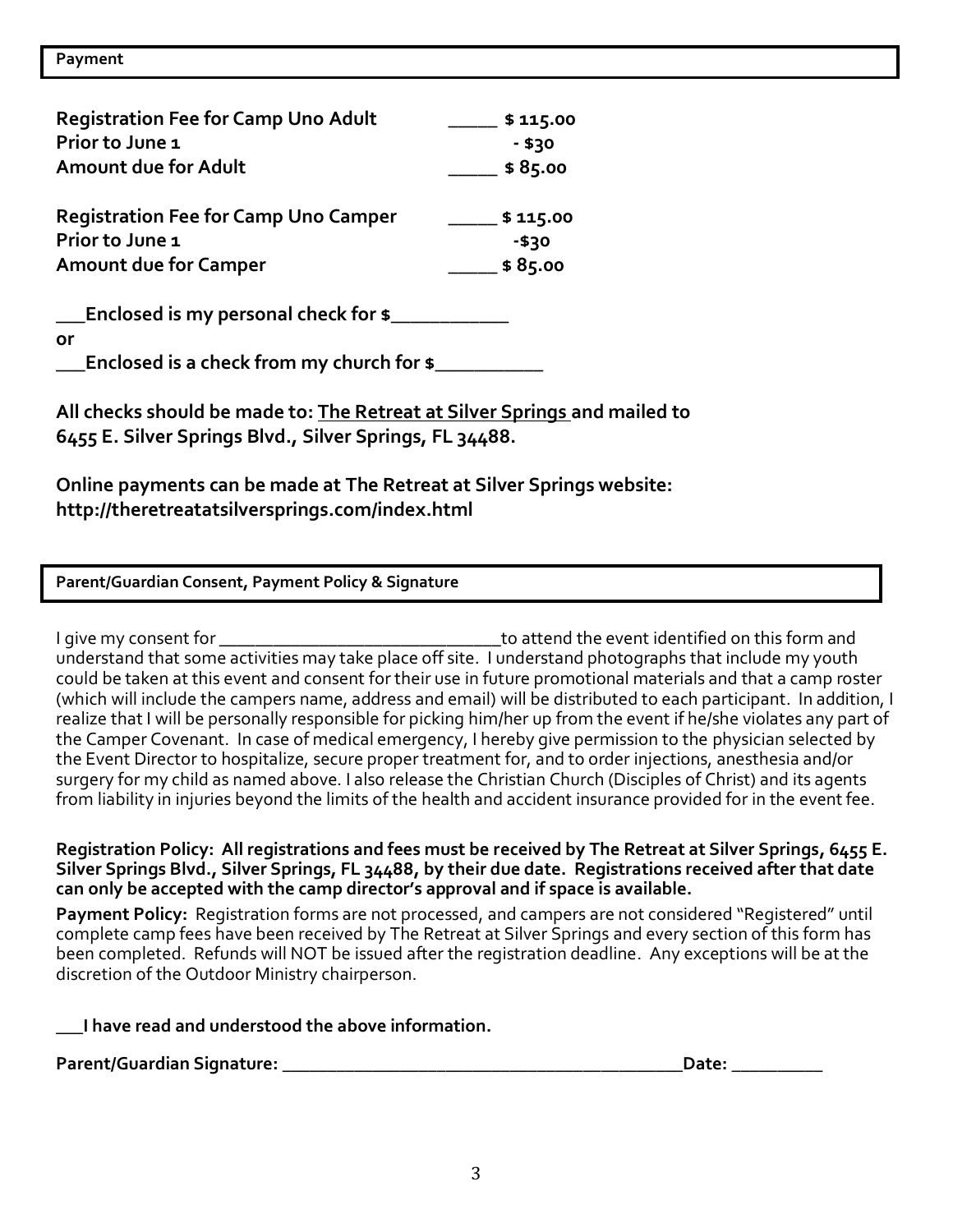## Payment

**Registration Fee for Camp Uno Adult** _____ **$ 115.00**
**Prior to June 1** **- $30**
**Amount due for Adult** _____ **$ 85.00**

**Registration Fee for Camp Uno Camper** _____ **$ 115.00**
**Prior to June 1** **-$30**
**Amount due for Camper** _____ **$ 85.00**

**___Enclosed is my personal check for $___________**

**or**

**___Enclosed is a check from my church for $__________**

**All checks should be made to: <u>The Retreat at Silver Springs</u> and mailed to 6455 E. Silver Springs Blvd., Silver Springs, FL 34488.**

**Online payments can be made at The Retreat at Silver Springs website: http://theretreatatsilversprings.com/index.html**

## Parent/Guardian Consent, Payment Policy & Signature

I give my consent for ______________________________to attend the event identified on this form and understand that some activities may take place off site. I understand photographs that include my youth could be taken at this event and consent for their use in future promotional materials and that a camp roster (which will include the campers name, address and email) will be distributed to each participant. In addition, I realize that I will be personally responsible for picking him/her up from the event if he/she violates any part of the Camper Covenant. In case of medical emergency, I hereby give permission to the physician selected by the Event Director to hospitalize, secure proper treatment for, and to order injections, anesthesia and/or surgery for my child as named above. I also release the Christian Church (Disciples of Christ) and its agents from liability in injuries beyond the limits of the health and accident insurance provided for in the event fee.

**Registration Policy: All registrations and fees must be received by The Retreat at Silver Springs, 6455 E. Silver Springs Blvd., Silver Springs, FL 34488, by their due date. Registrations received after that date can only be accepted with the camp director's approval and if space is available.**

**Payment Policy:** Registration forms are not processed, and campers are not considered "Registered" until complete camp fees have been received by The Retreat at Silver Springs and every section of this form has been completed. Refunds will NOT be issued after the registration deadline. Any exceptions will be at the discretion of the Outdoor Ministry chairperson.

**___I have read and understood the above information.**

**Parent/Guardian Signature: ___________________________________________Date: __________**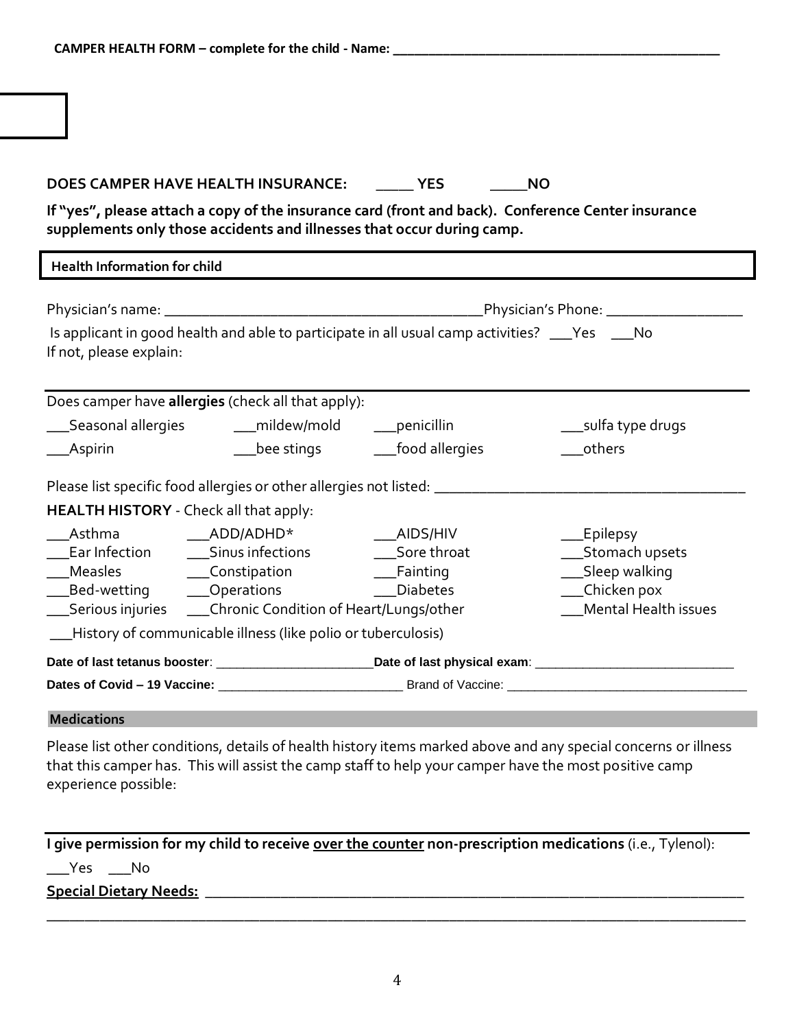**CAMPER HEALTH FORM – complete for the child - Name: _______________________________________________**

**DOES CAMPER HAVE HEALTH INSURANCE: _____ YES _____NO**

**If "yes", please attach a copy of the insurance card (front and back). Conference Center insurance supplements only those accidents and illnesses that occur during camp.**

**Health Information for child**

Physician's name: ___________________________________________Physician's Phone: __________________

Is applicant in good health and able to participate in all usual camp activities? ___Yes ___No
If not, please explain:

Does camper have **allergies** (check all that apply):

___Seasonal allergies ___mildew/mold ___penicillin ___sulfa type drugs
___Aspirin ___bee stings ___food allergies ___others

Please list specific food allergies or other allergies not listed: _________________________________________

**HEALTH HISTORY** - Check all that apply:

___Asthma ___ADD/ADHD* ___AIDS/HIV ___Epilepsy
___Ear Infection ___Sinus infections ___Sore throat ___Stomach upsets
___Measles ___Constipation ___Fainting ___Sleep walking
___Bed-wetting ___Operations ___Diabetes ___Chicken pox
___Serious injuries ___Chronic Condition of Heart/Lungs/other ___Mental Health issues
___History of communicable illness (like polio or tuberculosis)

**Date of last tetanus booster**: ______________________**Date of last physical exam**: ____________________________

**Dates of Covid – 19 Vaccine:** ___________________________ Brand of Vaccine: ___________________________________

**Medications**

Please list other conditions, details of health history items marked above and any special concerns or illness that this camper has. This will assist the camp staff to help your camper have the most positive camp experience possible:

**I give permission for my child to receive <u>over the counter</u> non-prescription medications** (i.e., Tylenol):

___Yes ___No

**<u>Special Dietary Needs:</u>** ___________________________________________________________________________

_______________________________________________________________________________________________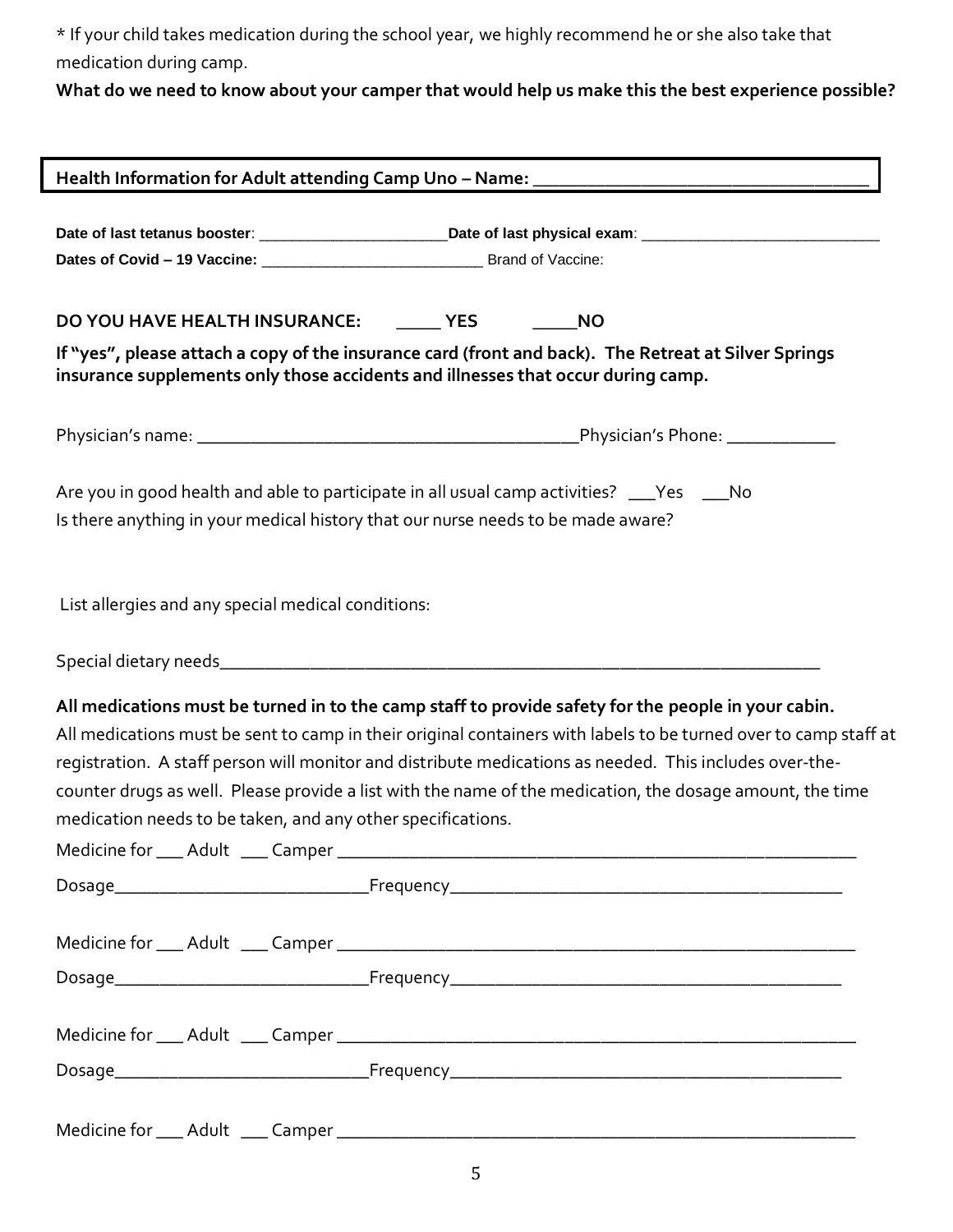* If your child takes medication during the school year, we highly recommend he or she also take that medication during camp.

**What do we need to know about your camper that would help us make this the best experience possible?**

**Health Information for Adult attending Camp Uno – Name: ___________________________________**

**Date of last tetanus booster**: ______________________ **Date of last physical exam**: ____________________________

**Dates of Covid – 19 Vaccine:** __________________________ Brand of Vaccine:

**DO YOU HAVE HEALTH INSURANCE: _____ YES _____NO**

**If "yes", please attach a copy of the insurance card (front and back). The Retreat at Silver Springs insurance supplements only those accidents and illnesses that occur during camp.**

Physician's name: ________________________________________Physician's Phone: ___________

Are you in good health and able to participate in all usual camp activities? ___Yes ___No

Is there anything in your medical history that our nurse needs to be made aware?

List allergies and any special medical conditions:

Special dietary needs_________________________________________________________________

**All medications must be turned in to the camp staff to provide safety for the people in your cabin.**

All medications must be sent to camp in their original containers with labels to be turned over to camp staff at registration. A staff person will monitor and distribute medications as needed. This includes over-the-counter drugs as well. Please provide a list with the name of the medication, the dosage amount, the time medication needs to be taken, and any other specifications.

Medicine for ___ Adult ___ Camper ________________________________________________________

Dosage___________________________Frequency________________________________________

Medicine for ___ Adult ___ Camper ________________________________________________________

Dosage___________________________Frequency________________________________________

Medicine for ___ Adult ___ Camper ________________________________________________________

Dosage___________________________Frequency________________________________________

Medicine for ___ Adult ___ Camper ________________________________________________________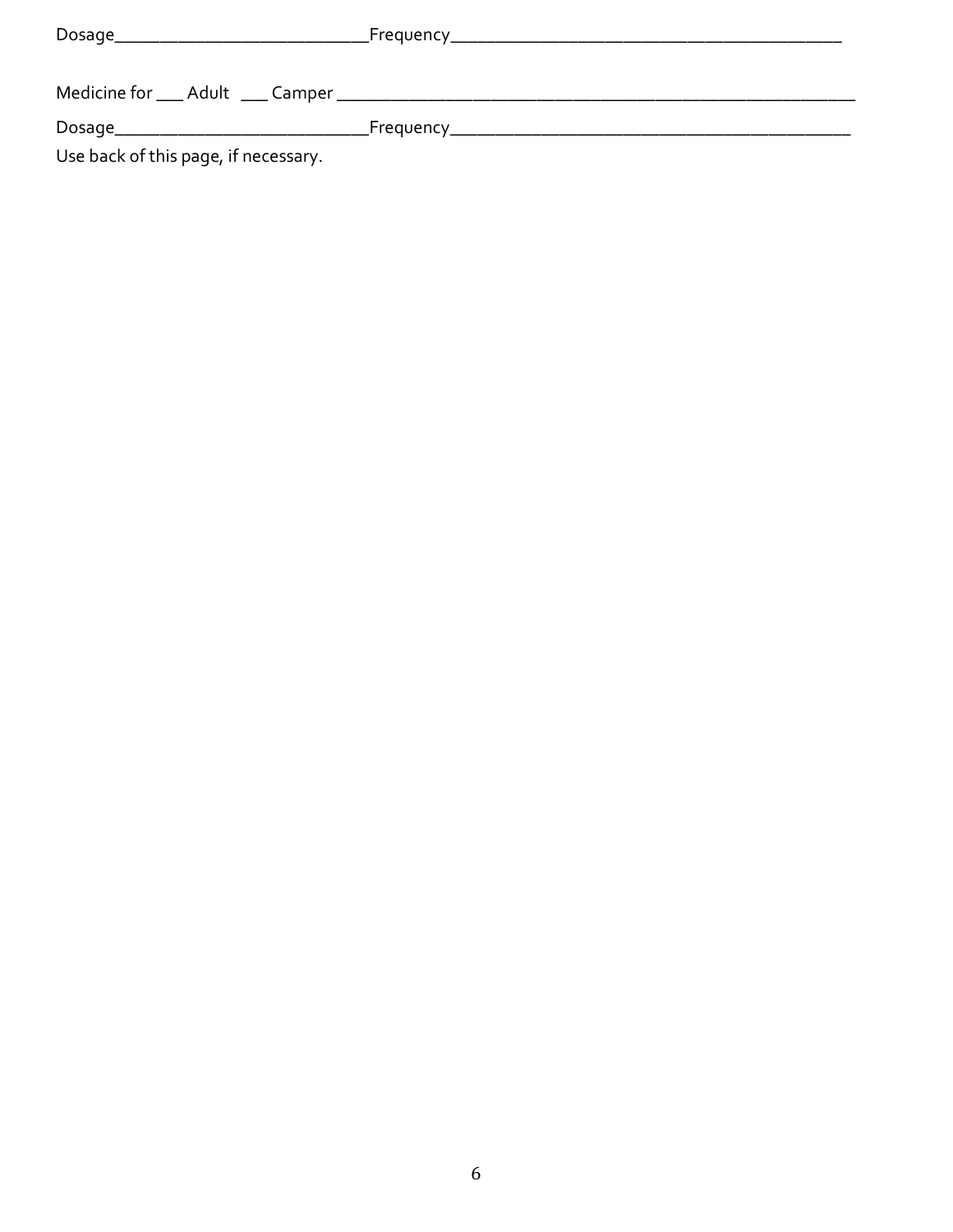Dosage____________________________Frequency___________________________________________

Medicine for ___ Adult ___ Camper __________________________________________________________

Dosage____________________________Frequency____________________________________________

Use back of this page, if necessary.